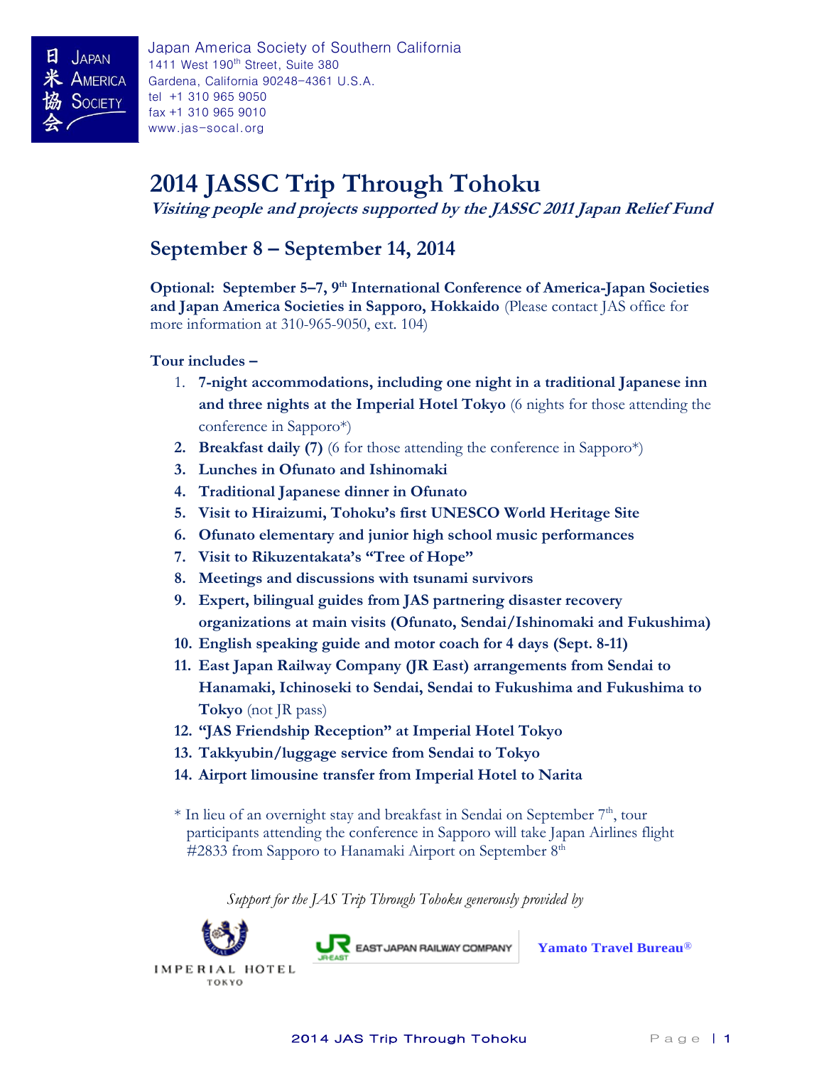Japan America Society of Southern California
1411 West 190th Street, Suite 380
Gardena, California 90248-4361 U.S.A.
tel +1 310 965 9050
fax +1 310 965 9010
www.jas-socal.org

# 2014 JASSC Trip Through Tohoku

***Visiting people and projects supported by the JASSC 2011 Japan Relief Fund***

## September 8 – September 14, 2014

**Optional: September 5–7, 9th International Conference of America-Japan Societies and Japan America Societies in Sapporo, Hokkaido** (Please contact JAS office for more information at 310-965-9050, ext. 104)

**Tour includes –**

1. **7-night accommodations, including one night in a traditional Japanese inn and three nights at the Imperial Hotel Tokyo** (6 nights for those attending the conference in Sapporo*)
2. **Breakfast daily (7)** (6 for those attending the conference in Sapporo*)
3. **Lunches in Ofunato and Ishinomaki**
4. **Traditional Japanese dinner in Ofunato**
5. **Visit to Hiraizumi, Tohoku's first UNESCO World Heritage Site**
6. **Ofunato elementary and junior high school music performances**
7. **Visit to Rikuzentakata's "Tree of Hope"**
8. **Meetings and discussions with tsunami survivors**
9. **Expert, bilingual guides from JAS partnering disaster recovery organizations at main visits (Ofunato, Sendai/Ishinomaki and Fukushima)**
10. **English speaking guide and motor coach for 4 days (Sept. 8-11)**
11. **East Japan Railway Company (JR East) arrangements from Sendai to Hanamaki, Ichinoseki to Sendai, Sendai to Fukushima and Fukushima to Tokyo** (not JR pass)
12. **"JAS Friendship Reception" at Imperial Hotel Tokyo**
13. **Takkyubin/luggage service from Sendai to Tokyo**
14. **Airport limousine transfer from Imperial Hotel to Narita**

\* In lieu of an overnight stay and breakfast in Sendai on September 7th, tour participants attending the conference in Sapporo will take Japan Airlines flight #2833 from Sapporo to Hanamaki Airport on September 8th

*Support for the JAS Trip Through Tohoku generously provided by*

IMPERIAL HOTEL TOKYO

JR EAST — EAST JAPAN RAILWAY COMPANY

Yamato Travel Bureau®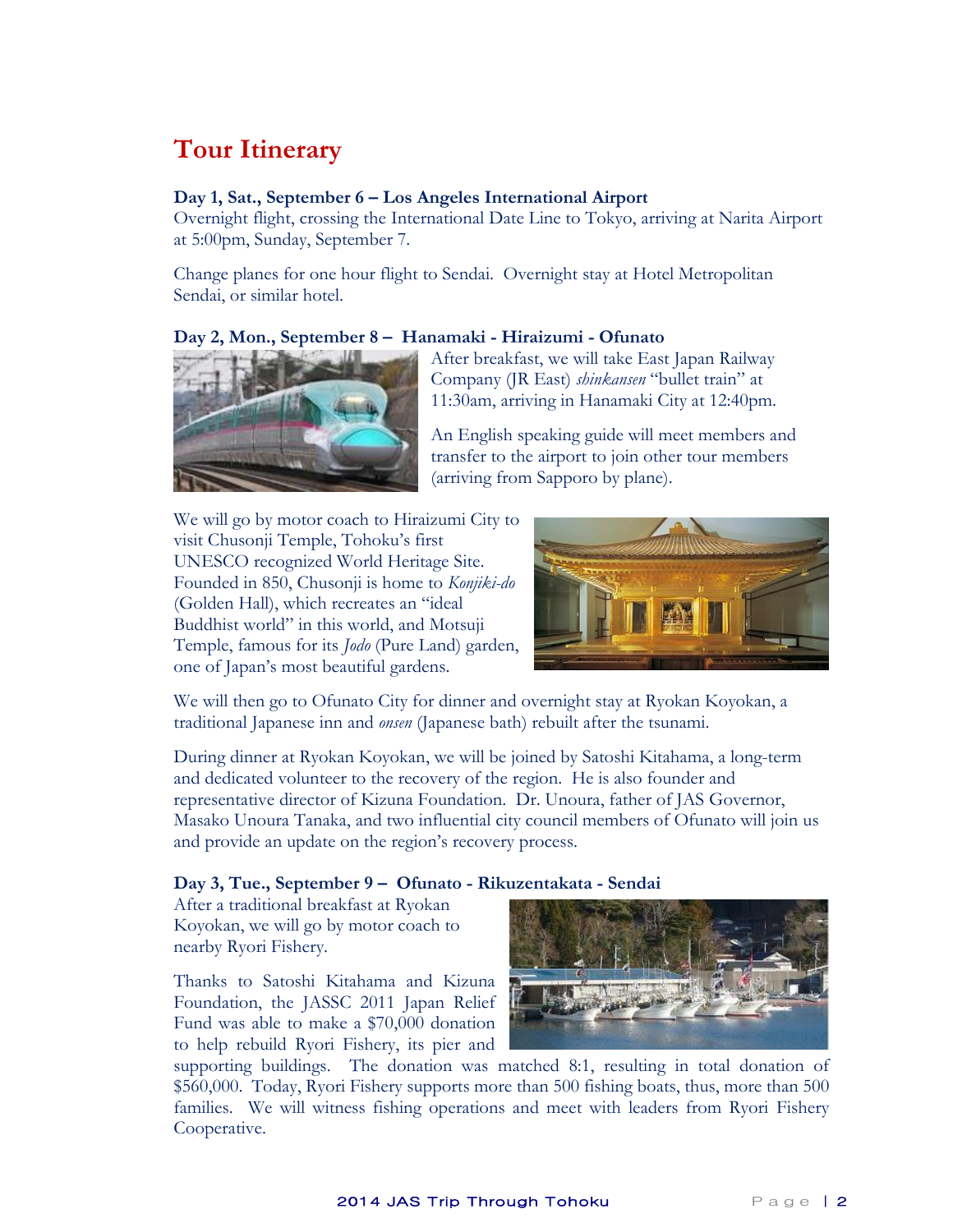# Tour Itinerary

**Day 1, Sat., September 6 – Los Angeles International Airport**
Overnight flight, crossing the International Date Line to Tokyo, arriving at Narita Airport at 5:00pm, Sunday, September 7.

Change planes for one hour flight to Sendai. Overnight stay at Hotel Metropolitan Sendai, or similar hotel.

**Day 2, Mon., September 8 – Hanamaki - Hiraizumi - Ofunato**
After breakfast, we will take East Japan Railway Company (JR East) *shinkansen* "bullet train" at 11:30am, arriving in Hanamaki City at 12:40pm.

An English speaking guide will meet members and transfer to the airport to join other tour members (arriving from Sapporo by plane).

We will go by motor coach to Hiraizumi City to visit Chusonji Temple, Tohoku's first UNESCO recognized World Heritage Site. Founded in 850, Chusonji is home to *Konjiki-do* (Golden Hall), which recreates an "ideal Buddhist world" in this world, and Motsuji Temple, famous for its *Jodo* (Pure Land) garden, one of Japan's most beautiful gardens.

We will then go to Ofunato City for dinner and overnight stay at Ryokan Koyokan, a traditional Japanese inn and *onsen* (Japanese bath) rebuilt after the tsunami.

During dinner at Ryokan Koyokan, we will be joined by Satoshi Kitahama, a long-term and dedicated volunteer to the recovery of the region. He is also founder and representative director of Kizuna Foundation. Dr. Unoura, father of JAS Governor, Masako Unoura Tanaka, and two influential city council members of Ofunato will join us and provide an update on the region's recovery process.

**Day 3, Tue., September 9 – Ofunato - Rikuzentakata - Sendai**
After a traditional breakfast at Ryokan Koyokan, we will go by motor coach to nearby Ryori Fishery.

Thanks to Satoshi Kitahama and Kizuna Foundation, the JASSC 2011 Japan Relief Fund was able to make a $70,000 donation to help rebuild Ryori Fishery, its pier and supporting buildings. The donation was matched 8:1, resulting in total donation of $560,000. Today, Ryori Fishery supports more than 500 fishing boats, thus, more than 500 families. We will witness fishing operations and meet with leaders from Ryori Fishery Cooperative.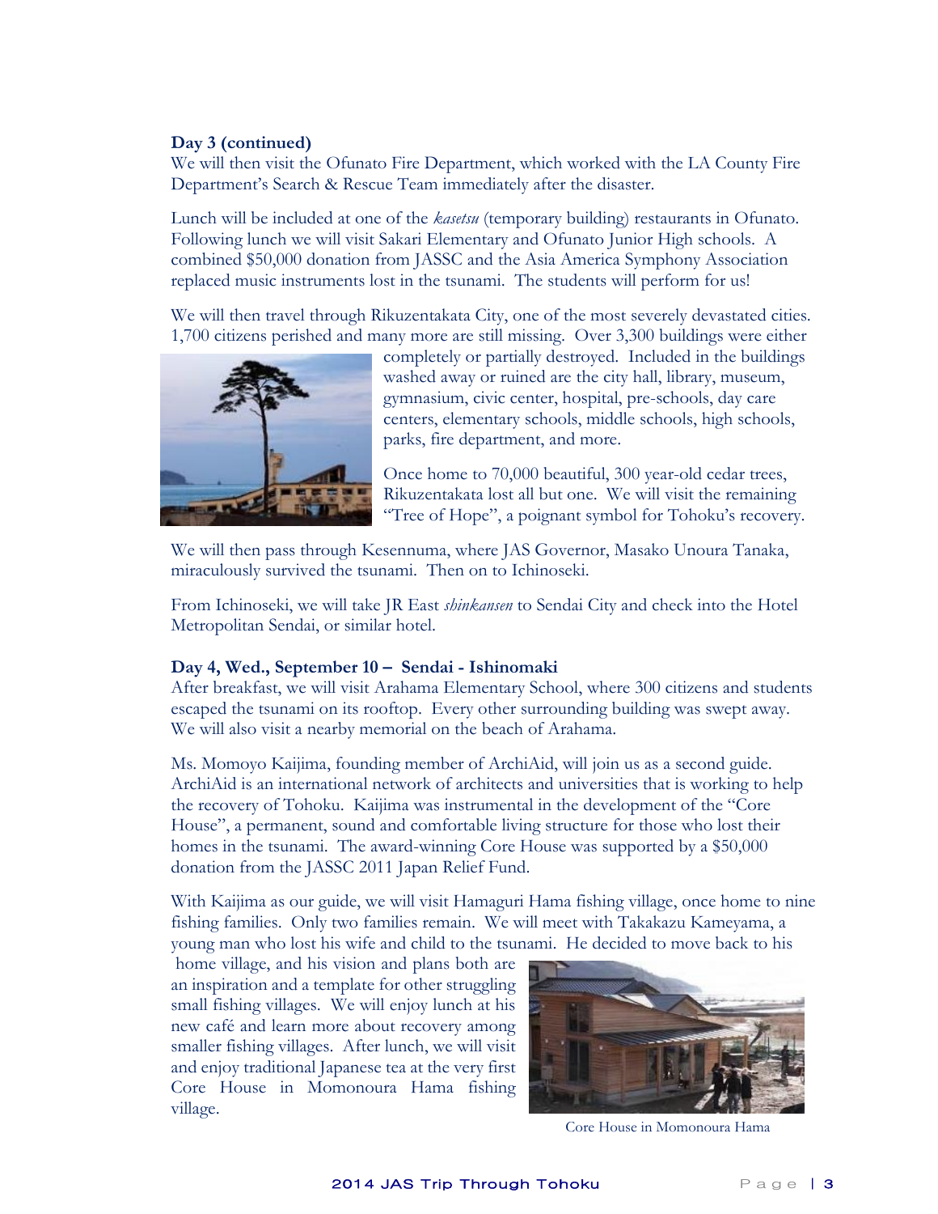**Day 3 (continued)**

We will then visit the Ofunato Fire Department, which worked with the LA County Fire Department's Search & Rescue Team immediately after the disaster.

Lunch will be included at one of the *kasetsu* (temporary building) restaurants in Ofunato. Following lunch we will visit Sakari Elementary and Ofunato Junior High schools. A combined $50,000 donation from JASSC and the Asia America Symphony Association replaced music instruments lost in the tsunami. The students will perform for us!

We will then travel through Rikuzentakata City, one of the most severely devastated cities. 1,700 citizens perished and many more are still missing. Over 3,300 buildings were either completely or partially destroyed. Included in the buildings washed away or ruined are the city hall, library, museum, gymnasium, civic center, hospital, pre-schools, day care centers, elementary schools, middle schools, high schools, parks, fire department, and more.

Once home to 70,000 beautiful, 300 year-old cedar trees, Rikuzentakata lost all but one. We will visit the remaining "Tree of Hope", a poignant symbol for Tohoku's recovery.

We will then pass through Kesennuma, where JAS Governor, Masako Unoura Tanaka, miraculously survived the tsunami. Then on to Ichinoseki.

From Ichinoseki, we will take JR East *shinkansen* to Sendai City and check into the Hotel Metropolitan Sendai, or similar hotel.

**Day 4, Wed., September 10 – Sendai - Ishinomaki**

After breakfast, we will visit Arahama Elementary School, where 300 citizens and students escaped the tsunami on its rooftop. Every other surrounding building was swept away. We will also visit a nearby memorial on the beach of Arahama.

Ms. Momoyo Kaijima, founding member of ArchiAid, will join us as a second guide. ArchiAid is an international network of architects and universities that is working to help the recovery of Tohoku. Kaijima was instrumental in the development of the "Core House", a permanent, sound and comfortable living structure for those who lost their homes in the tsunami. The award-winning Core House was supported by a $50,000 donation from the JASSC 2011 Japan Relief Fund.

With Kaijima as our guide, we will visit Hamaguri Hama fishing village, once home to nine fishing families. Only two families remain. We will meet with Takakazu Kameyama, a young man who lost his wife and child to the tsunami. He decided to move back to his home village, and his vision and plans both are an inspiration and a template for other struggling small fishing villages. We will enjoy lunch at his new café and learn more about recovery among smaller fishing villages. After lunch, we will visit and enjoy traditional Japanese tea at the very first Core House in Momonoura Hama fishing village.

Core House in Momonoura Hama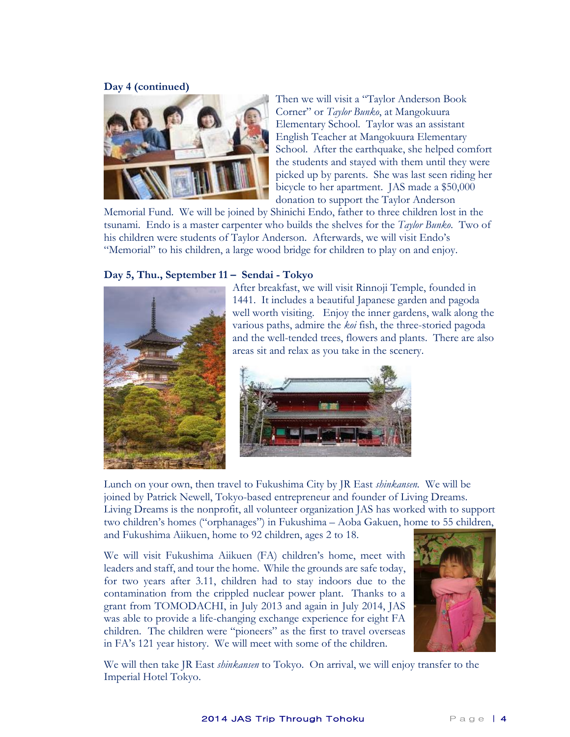**Day 4 (continued)**

Then we will visit a "Taylor Anderson Book Corner" or *Taylor Bunko*, at Mangokuura Elementary School. Taylor was an assistant English Teacher at Mangokuura Elementary School. After the earthquake, she helped comfort the students and stayed with them until they were picked up by parents. She was last seen riding her bicycle to her apartment. JAS made a $50,000 donation to support the Taylor Anderson Memorial Fund. We will be joined by Shinichi Endo, father to three children lost in the tsunami. Endo is a master carpenter who builds the shelves for the *Taylor Bunko*. Two of his children were students of Taylor Anderson. Afterwards, we will visit Endo's "Memorial" to his children, a large wood bridge for children to play on and enjoy.

**Day 5, Thu., September 11 – Sendai - Tokyo**

After breakfast, we will visit Rinnoji Temple, founded in 1441. It includes a beautiful Japanese garden and pagoda well worth visiting. Enjoy the inner gardens, walk along the various paths, admire the *koi* fish, the three-storied pagoda and the well-tended trees, flowers and plants. There are also areas sit and relax as you take in the scenery.

Lunch on your own, then travel to Fukushima City by JR East *shinkansen*. We will be joined by Patrick Newell, Tokyo-based entrepreneur and founder of Living Dreams. Living Dreams is the nonprofit, all volunteer organization JAS has worked with to support two children's homes ("orphanages") in Fukushima – Aoba Gakuen, home to 55 children, and Fukushima Aiikuen, home to 92 children, ages 2 to 18.

We will visit Fukushima Aiikuen (FA) children's home, meet with leaders and staff, and tour the home. While the grounds are safe today, for two years after 3.11, children had to stay indoors due to the contamination from the crippled nuclear power plant. Thanks to a grant from TOMODACHI, in July 2013 and again in July 2014, JAS was able to provide a life-changing exchange experience for eight FA children. The children were "pioneers" as the first to travel overseas in FA's 121 year history. We will meet with some of the children.

We will then take JR East *shinkansen* to Tokyo. On arrival, we will enjoy transfer to the Imperial Hotel Tokyo.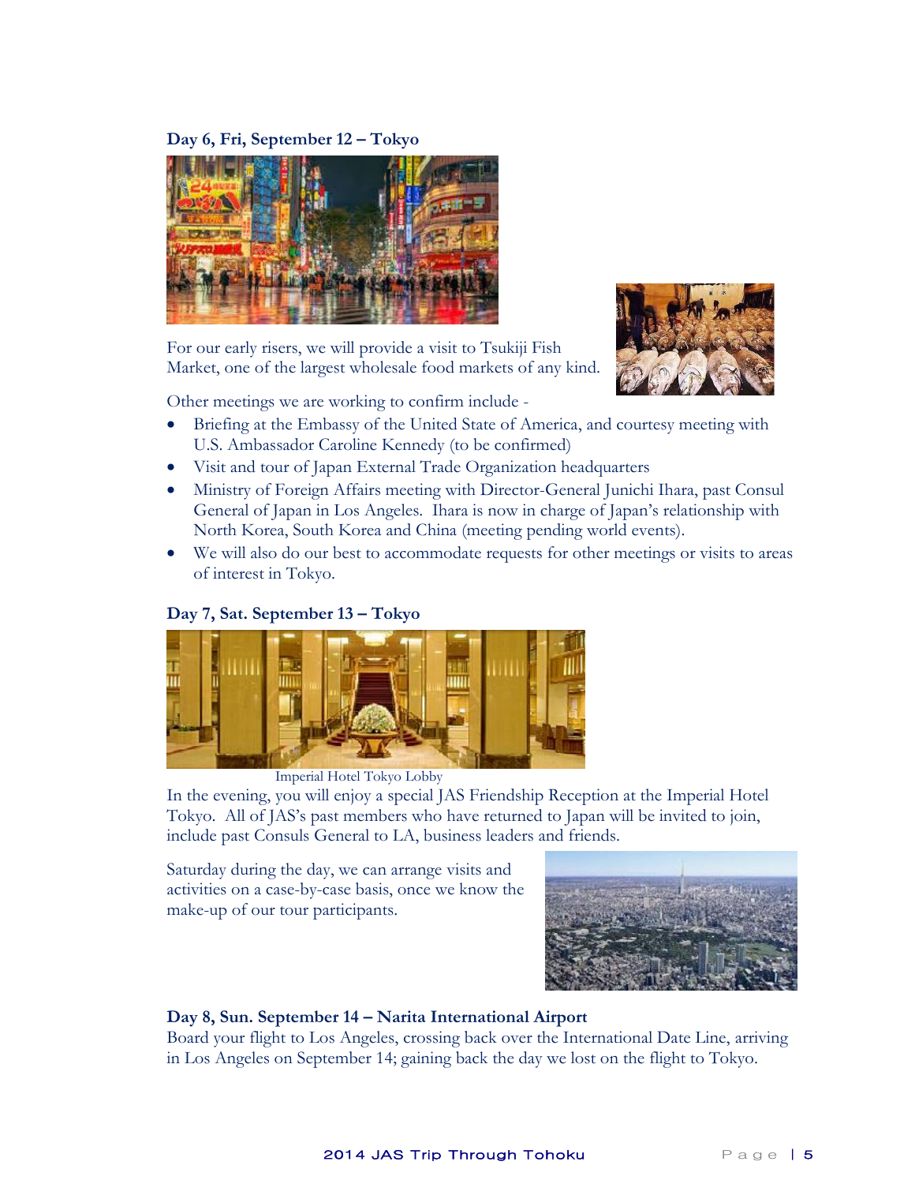**Day 6, Fri, September 12 – Tokyo**

For our early risers, we will provide a visit to Tsukiji Fish Market, one of the largest wholesale food markets of any kind.

Other meetings we are working to confirm include -

- Briefing at the Embassy of the United State of America, and courtesy meeting with U.S. Ambassador Caroline Kennedy (to be confirmed)
- Visit and tour of Japan External Trade Organization headquarters
- Ministry of Foreign Affairs meeting with Director-General Junichi Ihara, past Consul General of Japan in Los Angeles. Ihara is now in charge of Japan's relationship with North Korea, South Korea and China (meeting pending world events).
- We will also do our best to accommodate requests for other meetings or visits to areas of interest in Tokyo.

**Day 7, Sat. September 13 – Tokyo**

Imperial Hotel Tokyo Lobby

In the evening, you will enjoy a special JAS Friendship Reception at the Imperial Hotel Tokyo. All of JAS's past members who have returned to Japan will be invited to join, include past Consuls General to LA, business leaders and friends.

Saturday during the day, we can arrange visits and activities on a case-by-case basis, once we know the make-up of our tour participants.

**Day 8, Sun. September 14 – Narita International Airport**

Board your flight to Los Angeles, crossing back over the International Date Line, arriving in Los Angeles on September 14; gaining back the day we lost on the flight to Tokyo.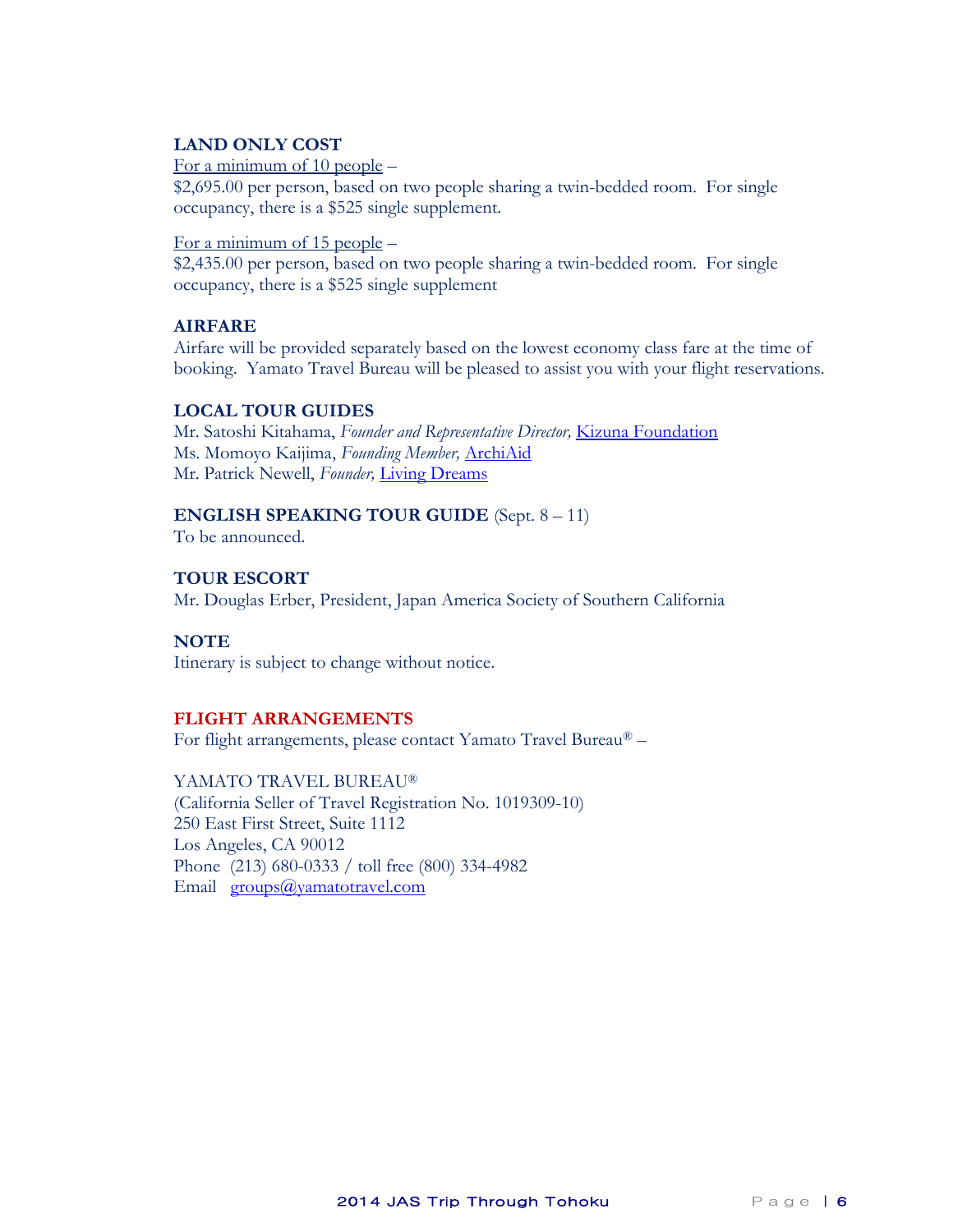## LAND ONLY COST

For a minimum of 10 people –
$2,695.00 per person, based on two people sharing a twin-bedded room. For single occupancy, there is a $525 single supplement.

For a minimum of 15 people –
$2,435.00 per person, based on two people sharing a twin-bedded room. For single occupancy, there is a $525 single supplement

## AIRFARE

Airfare will be provided separately based on the lowest economy class fare at the time of booking. Yamato Travel Bureau will be pleased to assist you with your flight reservations.

## LOCAL TOUR GUIDES

Mr. Satoshi Kitahama, *Founder and Representative Director,* Kizuna Foundation
Ms. Momoyo Kaijima, *Founding Member,* ArchiAid
Mr. Patrick Newell, *Founder,* Living Dreams

## ENGLISH SPEAKING TOUR GUIDE (Sept. 8 – 11)

To be announced.

## TOUR ESCORT

Mr. Douglas Erber, President, Japan America Society of Southern California

## NOTE

Itinerary is subject to change without notice.

## FLIGHT ARRANGEMENTS

For flight arrangements, please contact Yamato Travel Bureau® –

YAMATO TRAVEL BUREAU®
(California Seller of Travel Registration No. 1019309-10)
250 East First Street, Suite 1112
Los Angeles, CA 90012
Phone (213) 680-0333 / toll free (800) 334-4982
Email groups@yamatotravel.com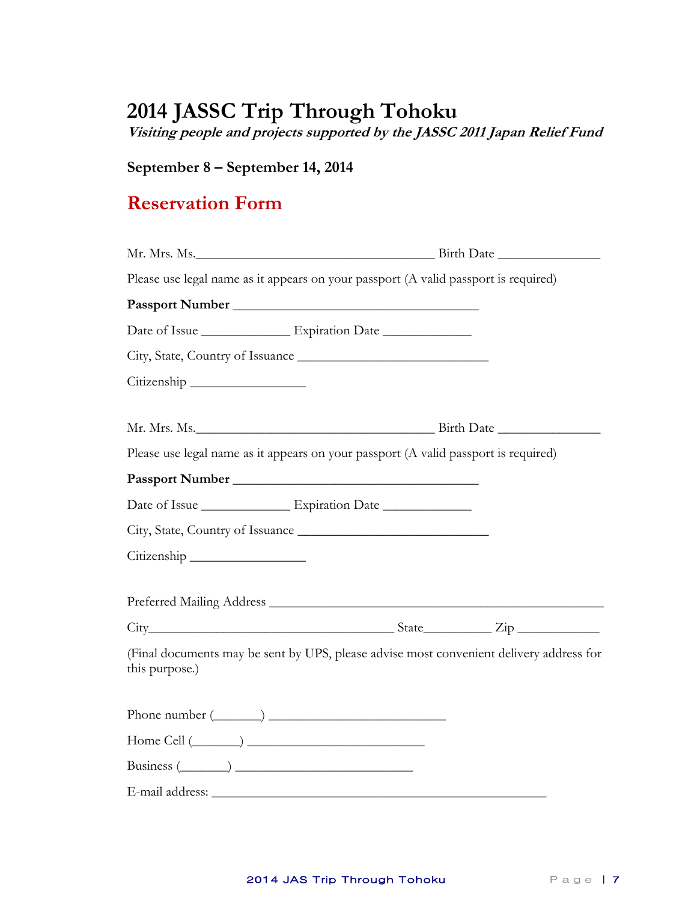# 2014 JASSC Trip Through Tohoku

***Visiting people and projects supported by the JASSC 2011 Japan Relief Fund***

**September 8 – September 14, 2014**

## Reservation Form

Mr. Mrs. Ms.____________________________________ Birth Date _______________

Please use legal name as it appears on your passport (A valid passport is required)

**Passport Number** _____________________________________

Date of Issue _____________ Expiration Date _____________

City, State, Country of Issuance ____________________________

Citizenship _________________

Mr. Mrs. Ms.____________________________________ Birth Date _______________

Please use legal name as it appears on your passport (A valid passport is required)

**Passport Number** _____________________________________

Date of Issue _____________ Expiration Date _____________

City, State, Country of Issuance ____________________________

Citizenship _________________

Preferred Mailing Address __________________________________________________

City____________________________________ State__________ Zip ____________

(Final documents may be sent by UPS, please advise most convenient delivery address for this purpose.)

Phone number (_______) __________________________

Home Cell (_______) __________________________

Business (_______) __________________________

E-mail address: __________________________________________________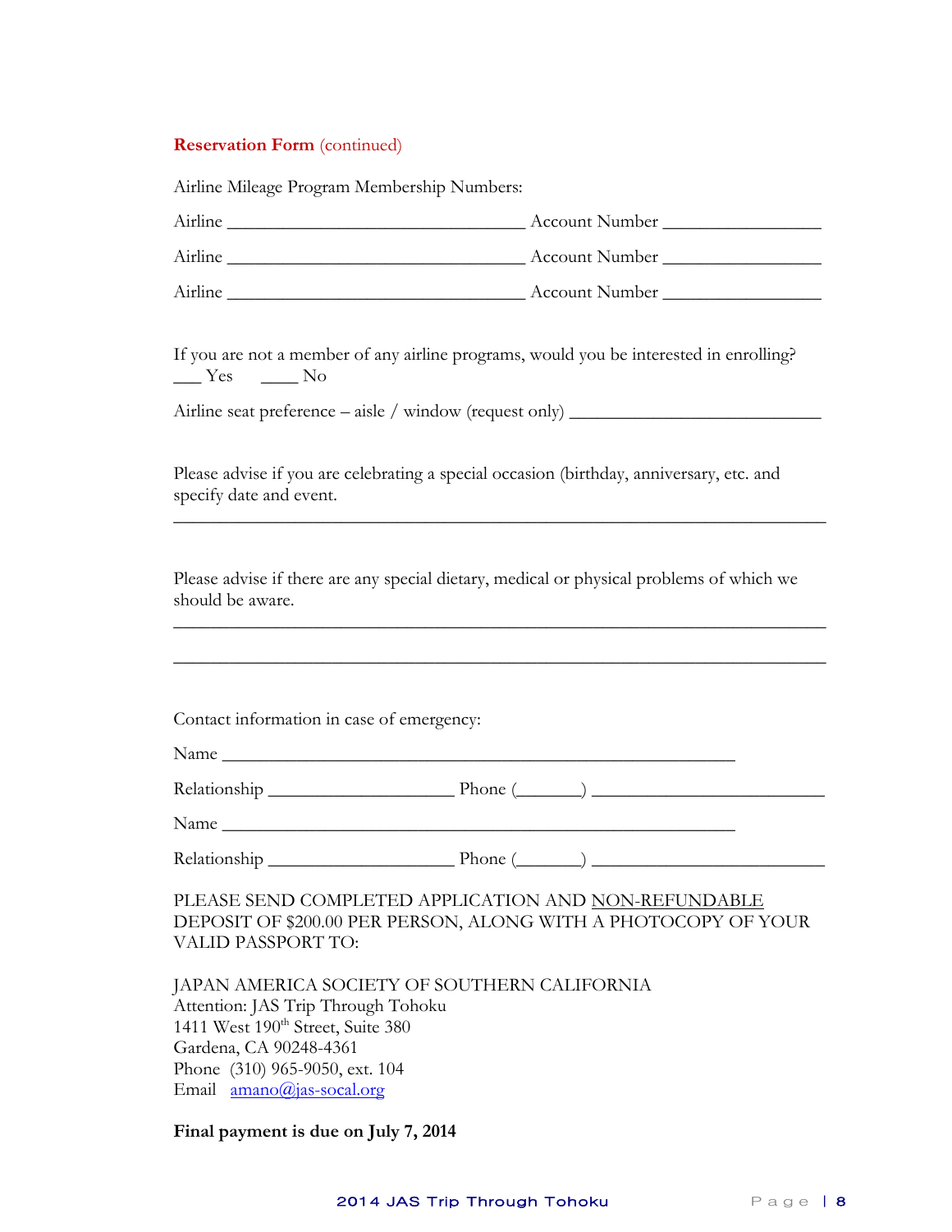**Reservation Form** (continued)

Airline Mileage Program Membership Numbers:

Airline __________________________________ Account Number __________________

Airline __________________________________ Account Number __________________

Airline __________________________________ Account Number __________________

If you are not a member of any airline programs, would you be interested in enrolling?
___ Yes ____ No

Airline seat preference – aisle / window (request only) ____________________________

Please advise if you are celebrating a special occasion (birthday, anniversary, etc. and specify date and event.

__________________________________________________________________________

Please advise if there are any special dietary, medical or physical problems of which we should be aware.

__________________________________________________________________________

__________________________________________________________________________

Contact information in case of emergency:

Name __________________________________________________________

Relationship ____________________ Phone (_______) ________________________

Name __________________________________________________________

Relationship ____________________ Phone (_______) ________________________

PLEASE SEND COMPLETED APPLICATION AND NON-REFUNDABLE DEPOSIT OF $200.00 PER PERSON, ALONG WITH A PHOTOCOPY OF YOUR VALID PASSPORT TO:

JAPAN AMERICA SOCIETY OF SOUTHERN CALIFORNIA
Attention: JAS Trip Through Tohoku
1411 West 190th Street, Suite 380
Gardena, CA 90248-4361
Phone (310) 965-9050, ext. 104
Email amano@jas-socal.org

**Final payment is due on July 7, 2014**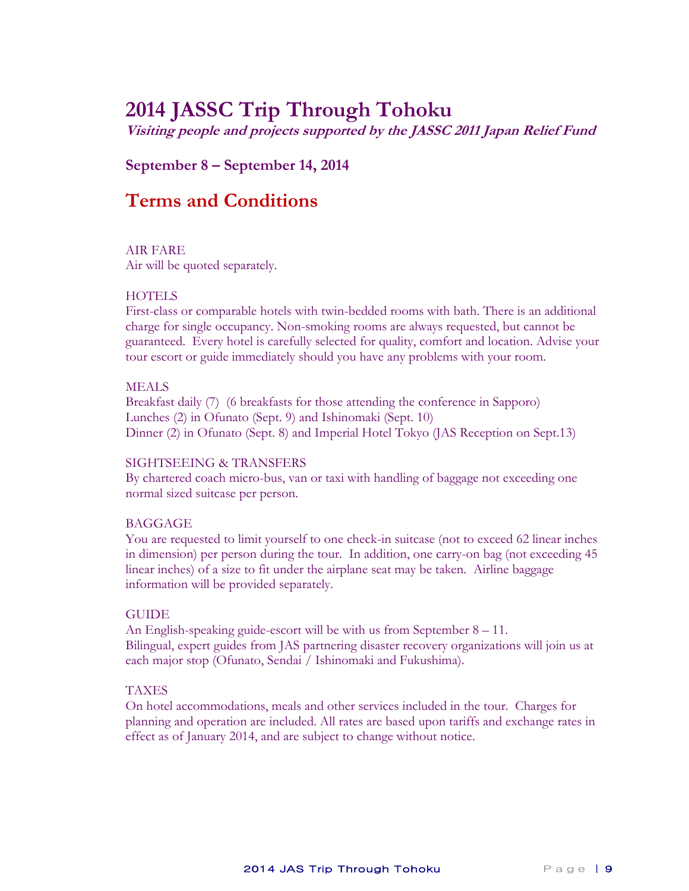# 2014 JASSC Trip Through Tohoku

***Visiting people and projects supported by the JASSC 2011 Japan Relief Fund***

### September 8 – September 14, 2014

## Terms and Conditions

AIR FARE
Air will be quoted separately.

HOTELS
First-class or comparable hotels with twin-bedded rooms with bath. There is an additional charge for single occupancy. Non-smoking rooms are always requested, but cannot be guaranteed. Every hotel is carefully selected for quality, comfort and location. Advise your tour escort or guide immediately should you have any problems with your room.

MEALS
Breakfast daily (7) (6 breakfasts for those attending the conference in Sapporo)
Lunches (2) in Ofunato (Sept. 9) and Ishinomaki (Sept. 10)
Dinner (2) in Ofunato (Sept. 8) and Imperial Hotel Tokyo (JAS Reception on Sept.13)

SIGHTSEEING & TRANSFERS
By chartered coach micro-bus, van or taxi with handling of baggage not exceeding one normal sized suitcase per person.

BAGGAGE
You are requested to limit yourself to one check-in suitcase (not to exceed 62 linear inches in dimension) per person during the tour. In addition, one carry-on bag (not exceeding 45 linear inches) of a size to fit under the airplane seat may be taken. Airline baggage information will be provided separately.

GUIDE
An English-speaking guide-escort will be with us from September 8 – 11.
Bilingual, expert guides from JAS partnering disaster recovery organizations will join us at each major stop (Ofunato, Sendai / Ishinomaki and Fukushima).

TAXES
On hotel accommodations, meals and other services included in the tour. Charges for planning and operation are included. All rates are based upon tariffs and exchange rates in effect as of January 2014, and are subject to change without notice.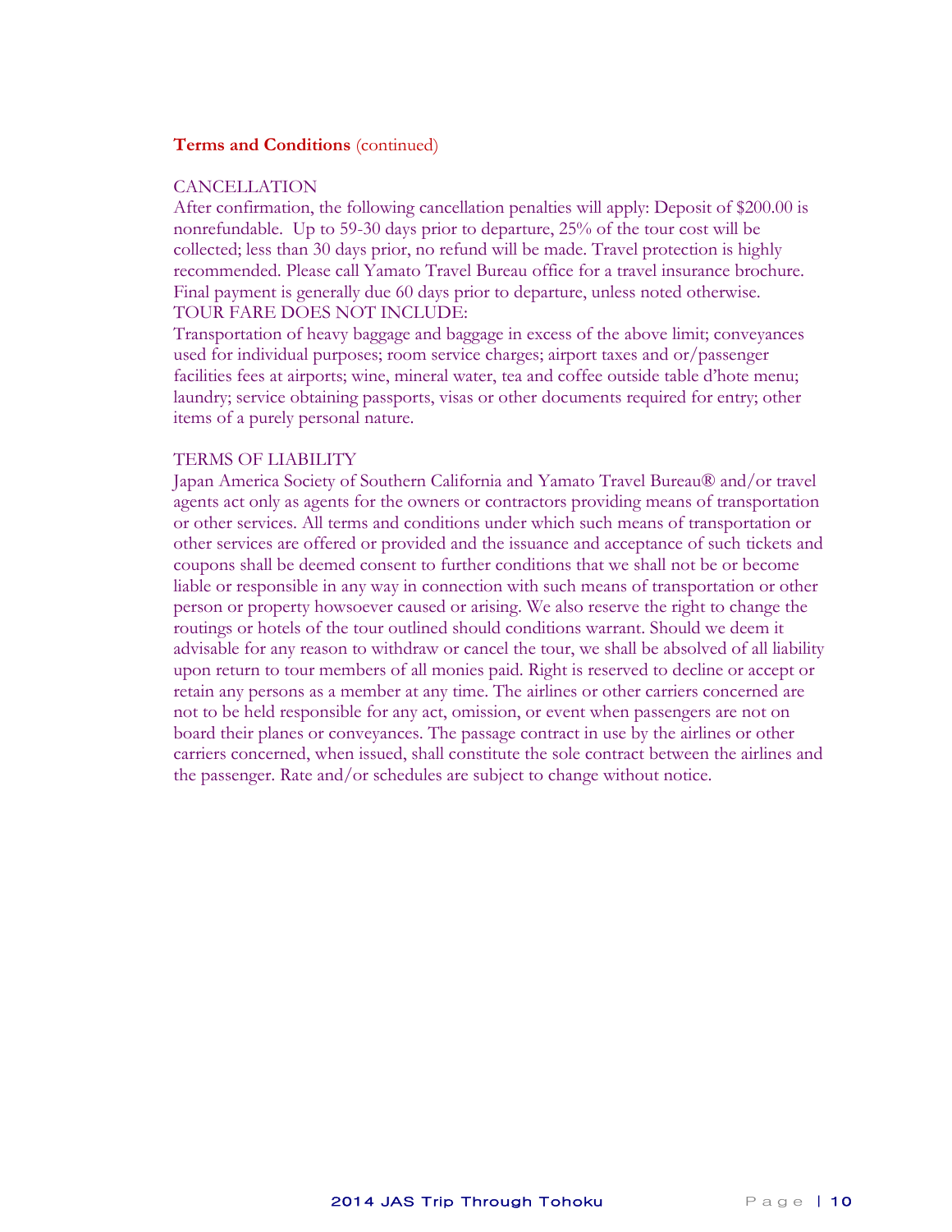**Terms and Conditions** (continued)

CANCELLATION

After confirmation, the following cancellation penalties will apply: Deposit of $200.00 is nonrefundable. Up to 59-30 days prior to departure, 25% of the tour cost will be collected; less than 30 days prior, no refund will be made. Travel protection is highly recommended. Please call Yamato Travel Bureau office for a travel insurance brochure. Final payment is generally due 60 days prior to departure, unless noted otherwise.

TOUR FARE DOES NOT INCLUDE:

Transportation of heavy baggage and baggage in excess of the above limit; conveyances used for individual purposes; room service charges; airport taxes and or/passenger facilities fees at airports; wine, mineral water, tea and coffee outside table d'hote menu; laundry; service obtaining passports, visas or other documents required for entry; other items of a purely personal nature.

TERMS OF LIABILITY

Japan America Society of Southern California and Yamato Travel Bureau® and/or travel agents act only as agents for the owners or contractors providing means of transportation or other services. All terms and conditions under which such means of transportation or other services are offered or provided and the issuance and acceptance of such tickets and coupons shall be deemed consent to further conditions that we shall not be or become liable or responsible in any way in connection with such means of transportation or other person or property howsoever caused or arising. We also reserve the right to change the routings or hotels of the tour outlined should conditions warrant. Should we deem it advisable for any reason to withdraw or cancel the tour, we shall be absolved of all liability upon return to tour members of all monies paid. Right is reserved to decline or accept or retain any persons as a member at any time. The airlines or other carriers concerned are not to be held responsible for any act, omission, or event when passengers are not on board their planes or conveyances. The passage contract in use by the airlines or other carriers concerned, when issued, shall constitute the sole contract between the airlines and the passenger. Rate and/or schedules are subject to change without notice.